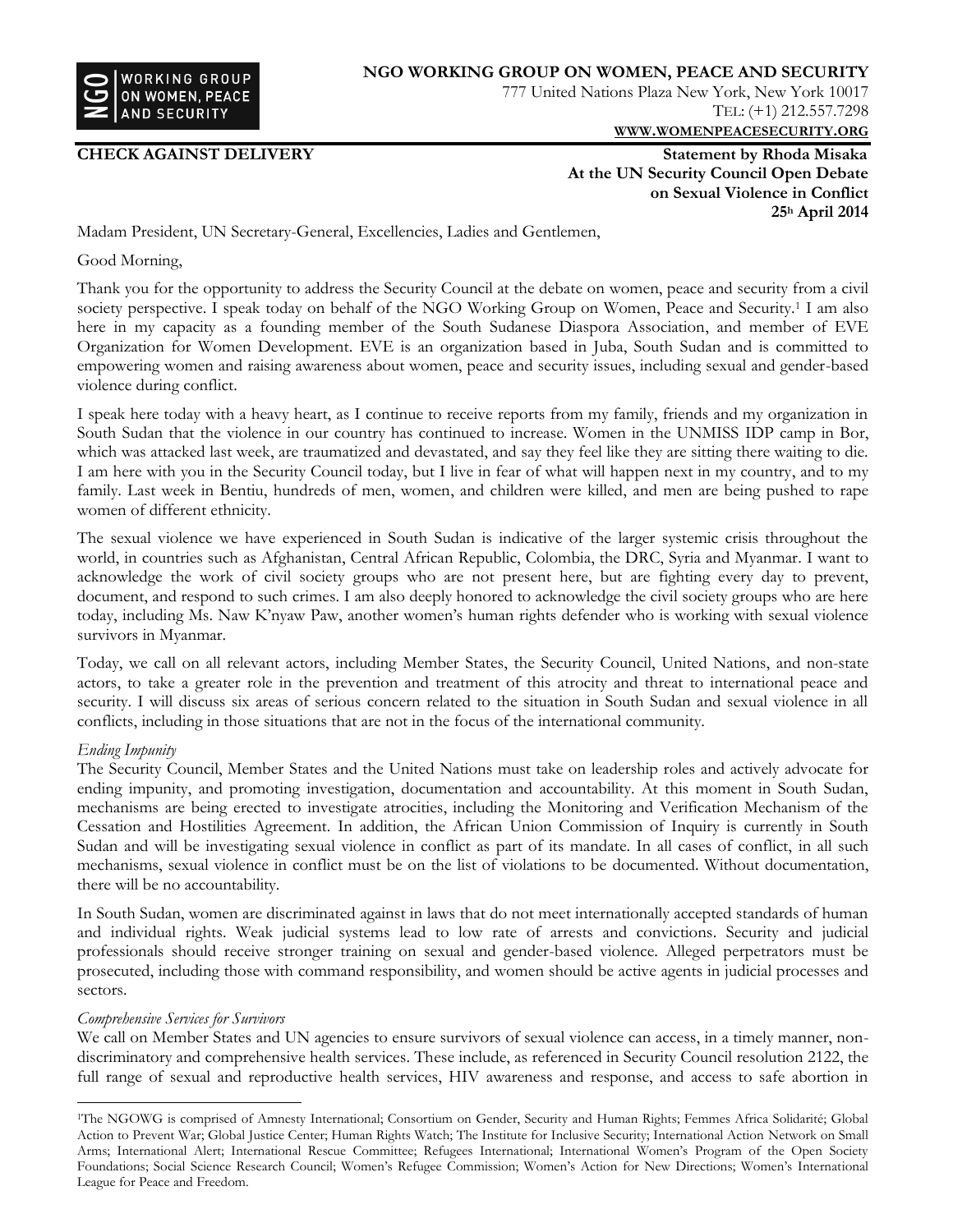**NGO WORKING GROUP ON WOMEN, PEACE AND SECURITY**
777 United Nations Plaza New York, New York 10017
TEL: (+1) 212.557.7298
**WWW.WOMENPEACESECURITY.ORG**

**CHECK AGAINST DELIVERY**

**Statement by Rhoda Misaka**
**At the UN Security Council Open Debate**
**on Sexual Violence in Conflict**
**25h April 2014**

Madam President, UN Secretary-General, Excellencies, Ladies and Gentlemen,

Good Morning,

Thank you for the opportunity to address the Security Council at the debate on women, peace and security from a civil society perspective. I speak today on behalf of the NGO Working Group on Women, Peace and Security.[1] I am also here in my capacity as a founding member of the South Sudanese Diaspora Association, and member of EVE Organization for Women Development. EVE is an organization based in Juba, South Sudan and is committed to empowering women and raising awareness about women, peace and security issues, including sexual and gender-based violence during conflict.

I speak here today with a heavy heart, as I continue to receive reports from my family, friends and my organization in South Sudan that the violence in our country has continued to increase. Women in the UNMISS IDP camp in Bor, which was attacked last week, are traumatized and devastated, and say they feel like they are sitting there waiting to die. I am here with you in the Security Council today, but I live in fear of what will happen next in my country, and to my family. Last week in Bentiu, hundreds of men, women, and children were killed, and men are being pushed to rape women of different ethnicity.

The sexual violence we have experienced in South Sudan is indicative of the larger systemic crisis throughout the world, in countries such as Afghanistan, Central African Republic, Colombia, the DRC, Syria and Myanmar. I want to acknowledge the work of civil society groups who are not present here, but are fighting every day to prevent, document, and respond to such crimes. I am also deeply honored to acknowledge the civil society groups who are here today, including Ms. Naw K'nyaw Paw, another women's human rights defender who is working with sexual violence survivors in Myanmar.

Today, we call on all relevant actors, including Member States, the Security Council, United Nations, and non-state actors, to take a greater role in the prevention and treatment of this atrocity and threat to international peace and security. I will discuss six areas of serious concern related to the situation in South Sudan and sexual violence in all conflicts, including in those situations that are not in the focus of the international community.

*Ending Impunity*

The Security Council, Member States and the United Nations must take on leadership roles and actively advocate for ending impunity, and promoting investigation, documentation and accountability. At this moment in South Sudan, mechanisms are being erected to investigate atrocities, including the Monitoring and Verification Mechanism of the Cessation and Hostilities Agreement. In addition, the African Union Commission of Inquiry is currently in South Sudan and will be investigating sexual violence in conflict as part of its mandate. In all cases of conflict, in all such mechanisms, sexual violence in conflict must be on the list of violations to be documented. Without documentation, there will be no accountability.

In South Sudan, women are discriminated against in laws that do not meet internationally accepted standards of human and individual rights. Weak judicial systems lead to low rate of arrests and convictions. Security and judicial professionals should receive stronger training on sexual and gender-based violence. Alleged perpetrators must be prosecuted, including those with command responsibility, and women should be active agents in judicial processes and sectors.

*Comprehensive Services for Survivors*

We call on Member States and UN agencies to ensure survivors of sexual violence can access, in a timely manner, non-discriminatory and comprehensive health services. These include, as referenced in Security Council resolution 2122, the full range of sexual and reproductive health services, HIV awareness and response, and access to safe abortion in

---

[1] The NGOWG is comprised of Amnesty International; Consortium on Gender, Security and Human Rights; Femmes Africa Solidarité; Global Action to Prevent War; Global Justice Center; Human Rights Watch; The Institute for Inclusive Security; International Action Network on Small Arms; International Alert; International Rescue Committee; Refugees International; International Women's Program of the Open Society Foundations; Social Science Research Council; Women's Refugee Commission; Women's Action for New Directions; Women's International League for Peace and Freedom.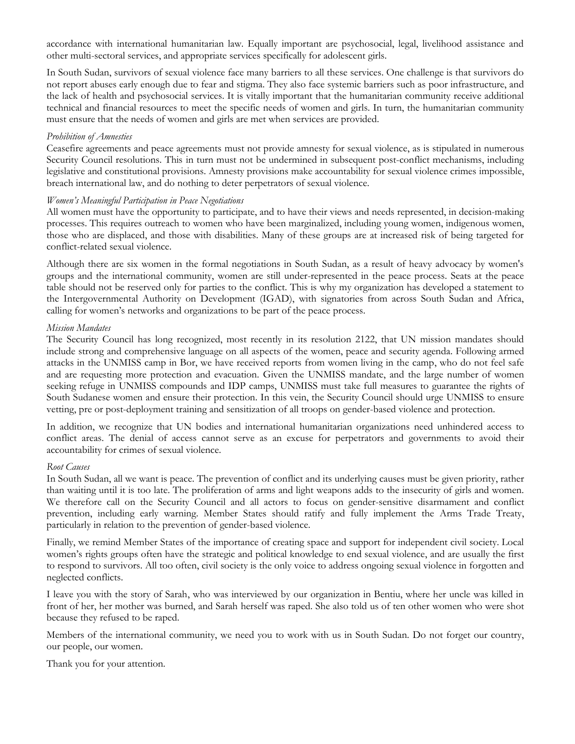accordance with international humanitarian law. Equally important are psychosocial, legal, livelihood assistance and other multi-sectoral services, and appropriate services specifically for adolescent girls.

In South Sudan, survivors of sexual violence face many barriers to all these services. One challenge is that survivors do not report abuses early enough due to fear and stigma. They also face systemic barriers such as poor infrastructure, and the lack of health and psychosocial services. It is vitally important that the humanitarian community receive additional technical and financial resources to meet the specific needs of women and girls. In turn, the humanitarian community must ensure that the needs of women and girls are met when services are provided.

*Prohibition of Amnesties*

Ceasefire agreements and peace agreements must not provide amnesty for sexual violence, as is stipulated in numerous Security Council resolutions. This in turn must not be undermined in subsequent post-conflict mechanisms, including legislative and constitutional provisions. Amnesty provisions make accountability for sexual violence crimes impossible, breach international law, and do nothing to deter perpetrators of sexual violence.

*Women's Meaningful Participation in Peace Negotiations*

All women must have the opportunity to participate, and to have their views and needs represented, in decision-making processes. This requires outreach to women who have been marginalized, including young women, indigenous women, those who are displaced, and those with disabilities. Many of these groups are at increased risk of being targeted for conflict-related sexual violence.

Although there are six women in the formal negotiations in South Sudan, as a result of heavy advocacy by women's groups and the international community, women are still under-represented in the peace process. Seats at the peace table should not be reserved only for parties to the conflict. This is why my organization has developed a statement to the Intergovernmental Authority on Development (IGAD), with signatories from across South Sudan and Africa, calling for women's networks and organizations to be part of the peace process.

*Mission Mandates*

The Security Council has long recognized, most recently in its resolution 2122, that UN mission mandates should include strong and comprehensive language on all aspects of the women, peace and security agenda. Following armed attacks in the UNMISS camp in Bor, we have received reports from women living in the camp, who do not feel safe and are requesting more protection and evacuation. Given the UNMISS mandate, and the large number of women seeking refuge in UNMISS compounds and IDP camps, UNMISS must take full measures to guarantee the rights of South Sudanese women and ensure their protection. In this vein, the Security Council should urge UNMISS to ensure vetting, pre or post-deployment training and sensitization of all troops on gender-based violence and protection.

In addition, we recognize that UN bodies and international humanitarian organizations need unhindered access to conflict areas. The denial of access cannot serve as an excuse for perpetrators and governments to avoid their accountability for crimes of sexual violence.

*Root Causes*

In South Sudan, all we want is peace. The prevention of conflict and its underlying causes must be given priority, rather than waiting until it is too late. The proliferation of arms and light weapons adds to the insecurity of girls and women. We therefore call on the Security Council and all actors to focus on gender-sensitive disarmament and conflict prevention, including early warning. Member States should ratify and fully implement the Arms Trade Treaty, particularly in relation to the prevention of gender-based violence.

Finally, we remind Member States of the importance of creating space and support for independent civil society. Local women's rights groups often have the strategic and political knowledge to end sexual violence, and are usually the first to respond to survivors. All too often, civil society is the only voice to address ongoing sexual violence in forgotten and neglected conflicts.

I leave you with the story of Sarah, who was interviewed by our organization in Bentiu, where her uncle was killed in front of her, her mother was burned, and Sarah herself was raped. She also told us of ten other women who were shot because they refused to be raped.

Members of the international community, we need you to work with us in South Sudan. Do not forget our country, our people, our women.

Thank you for your attention.